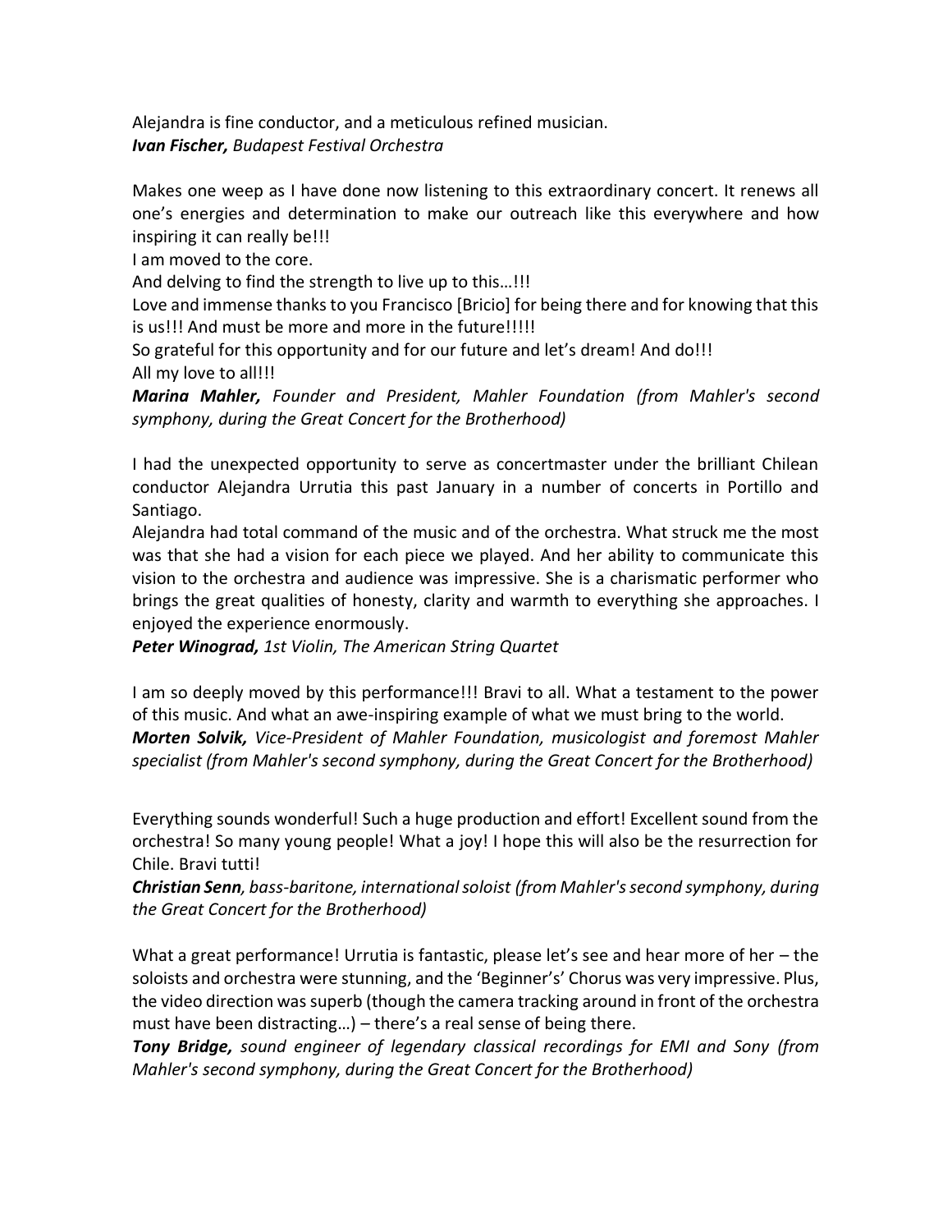Alejandra is fine conductor, and a meticulous refined musician.
***Ivan Fischer,*** *Budapest Festival Orchestra*

Makes one weep as I have done now listening to this extraordinary concert. It renews all one's energies and determination to make our outreach like this everywhere and how inspiring it can really be!!!
I am moved to the core.
And delving to find the strength to live up to this…!!!
Love and immense thanks to you Francisco [Bricio] for being there and for knowing that this is us!!! And must be more and more in the future!!!!!
So grateful for this opportunity and for our future and let's dream! And do!!!
All my love to all!!!
***Marina Mahler,*** *Founder and President, Mahler Foundation (from Mahler's second symphony, during the Great Concert for the Brotherhood)*

I had the unexpected opportunity to serve as concertmaster under the brilliant Chilean conductor Alejandra Urrutia this past January in a number of concerts in Portillo and Santiago.
Alejandra had total command of the music and of the orchestra. What struck me the most was that she had a vision for each piece we played. And her ability to communicate this vision to the orchestra and audience was impressive. She is a charismatic performer who brings the great qualities of honesty, clarity and warmth to everything she approaches. I enjoyed the experience enormously.
***Peter Winograd,*** *1st Violin, The American String Quartet*

I am so deeply moved by this performance!!! Bravi to all. What a testament to the power of this music. And what an awe-inspiring example of what we must bring to the world.
***Morten Solvik,*** *Vice-President of Mahler Foundation, musicologist and foremost Mahler specialist (from Mahler's second symphony, during the Great Concert for the Brotherhood)*

Everything sounds wonderful! Such a huge production and effort! Excellent sound from the orchestra! So many young people! What a joy! I hope this will also be the resurrection for Chile. Bravi tutti!
***Christian Senn****, bass-baritone, international soloist (from Mahler's second symphony, during the Great Concert for the Brotherhood)*

What a great performance! Urrutia is fantastic, please let's see and hear more of her – the soloists and orchestra were stunning, and the 'Beginner's' Chorus was very impressive. Plus, the video direction was superb (though the camera tracking around in front of the orchestra must have been distracting…) – there's a real sense of being there.
***Tony Bridge,*** *sound engineer of legendary classical recordings for EMI and Sony (from Mahler's second symphony, during the Great Concert for the Brotherhood)*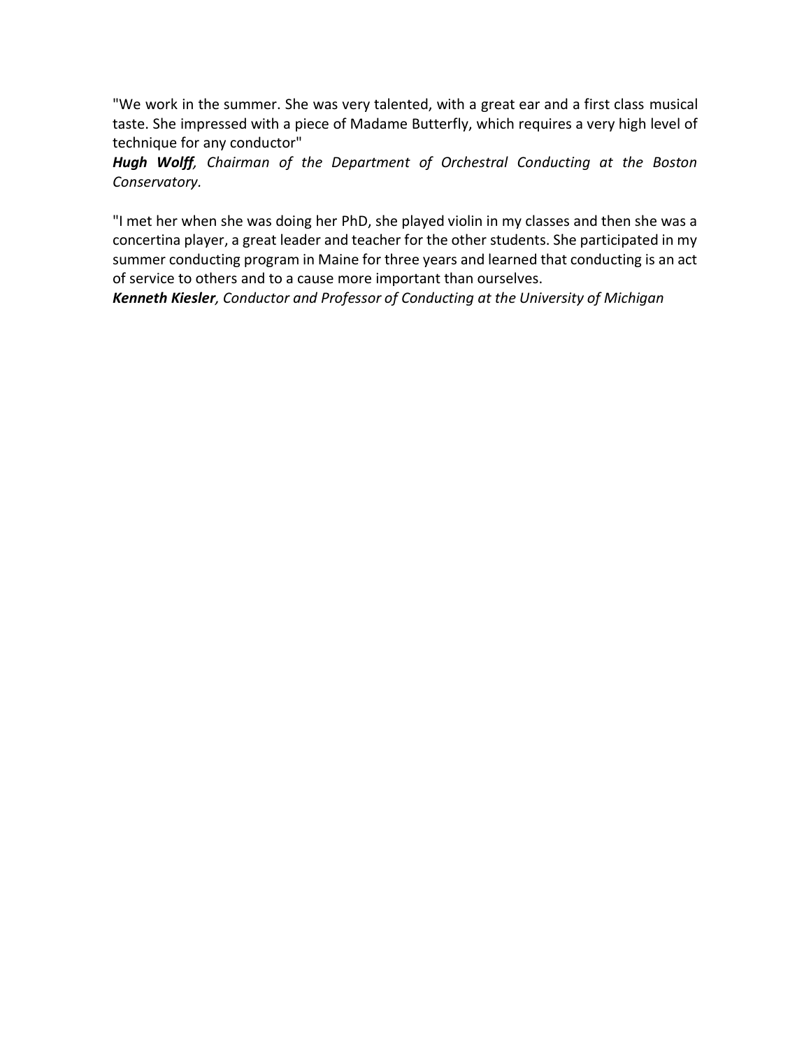"We work in the summer. She was very talented, with a great ear and a first class musical taste. She impressed with a piece of Madame Butterfly, which requires a very high level of technique for any conductor"

***Hugh Wolff**, Chairman of the Department of Orchestral Conducting at the Boston Conservatory.*

"I met her when she was doing her PhD, she played violin in my classes and then she was a concertina player, a great leader and teacher for the other students. She participated in my summer conducting program in Maine for three years and learned that conducting is an act of service to others and to a cause more important than ourselves.

***Kenneth Kiesler**, Conductor and Professor of Conducting at the University of Michigan*